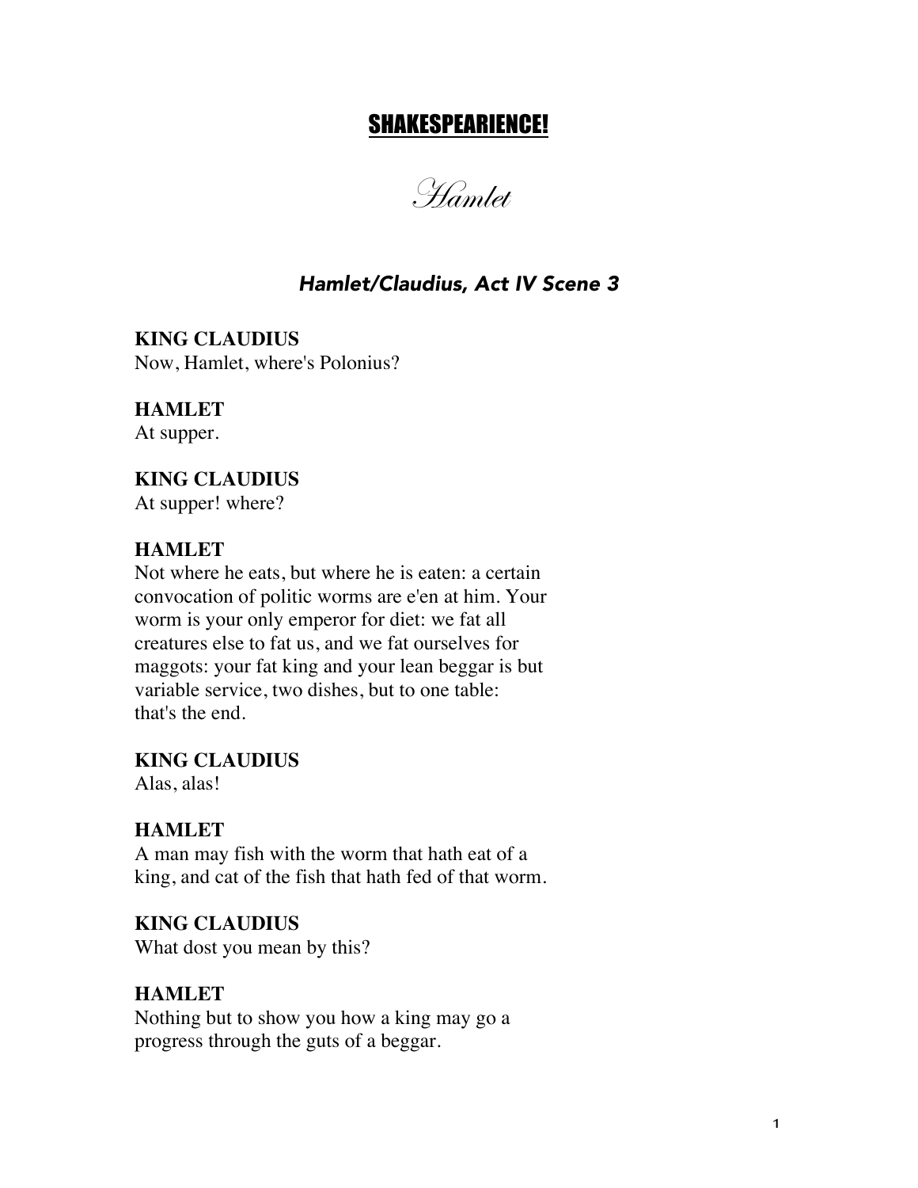# SHAKESPEARIENCE!

## *Hamlet*

### *Hamlet/Claudius, Act IV Scene 3*

**KING CLAUDIUS**
Now, Hamlet, where's Polonius?

**HAMLET**
At supper.

**KING CLAUDIUS**
At supper! where?

**HAMLET**
Not where he eats, but where he is eaten: a certain
convocation of politic worms are e'en at him. Your
worm is your only emperor for diet: we fat all
creatures else to fat us, and we fat ourselves for
maggots: your fat king and your lean beggar is but
variable service, two dishes, but to one table:
that's the end.

**KING CLAUDIUS**
Alas, alas!

**HAMLET**
A man may fish with the worm that hath eat of a
king, and cat of the fish that hath fed of that worm.

**KING CLAUDIUS**
What dost you mean by this?

**HAMLET**
Nothing but to show you how a king may go a
progress through the guts of a beggar.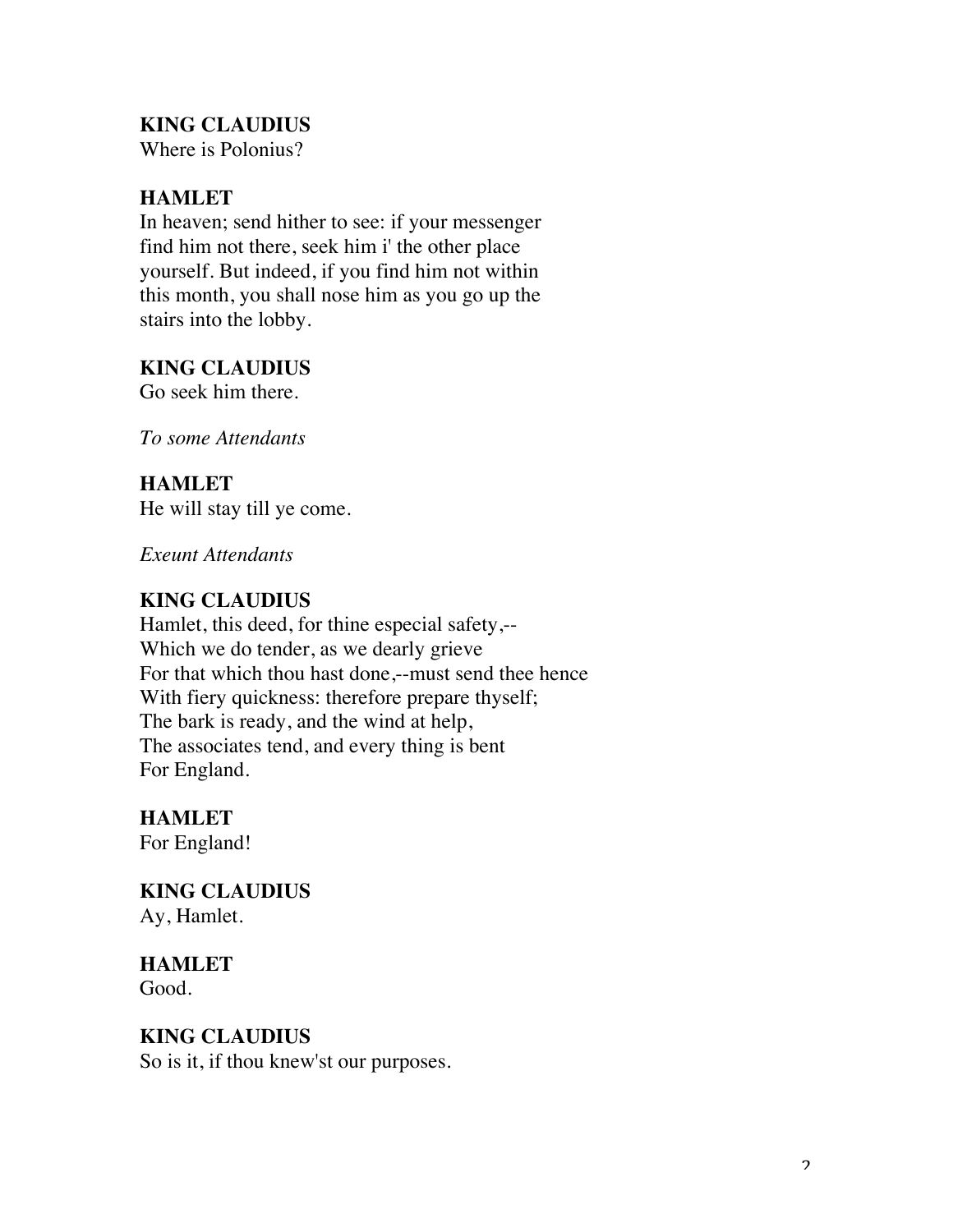**KING CLAUDIUS**
Where is Polonius?

**HAMLET**
In heaven; send hither to see: if your messenger
find him not there, seek him i' the other place
yourself. But indeed, if you find him not within
this month, you shall nose him as you go up the
stairs into the lobby.

**KING CLAUDIUS**
Go seek him there.

*To some Attendants*

**HAMLET**
He will stay till ye come.

*Exeunt Attendants*

**KING CLAUDIUS**
Hamlet, this deed, for thine especial safety,--
Which we do tender, as we dearly grieve
For that which thou hast done,--must send thee hence
With fiery quickness: therefore prepare thyself;
The bark is ready, and the wind at help,
The associates tend, and every thing is bent
For England.

**HAMLET**
For England!

**KING CLAUDIUS**
Ay, Hamlet.

**HAMLET**
Good.

**KING CLAUDIUS**
So is it, if thou knew'st our purposes.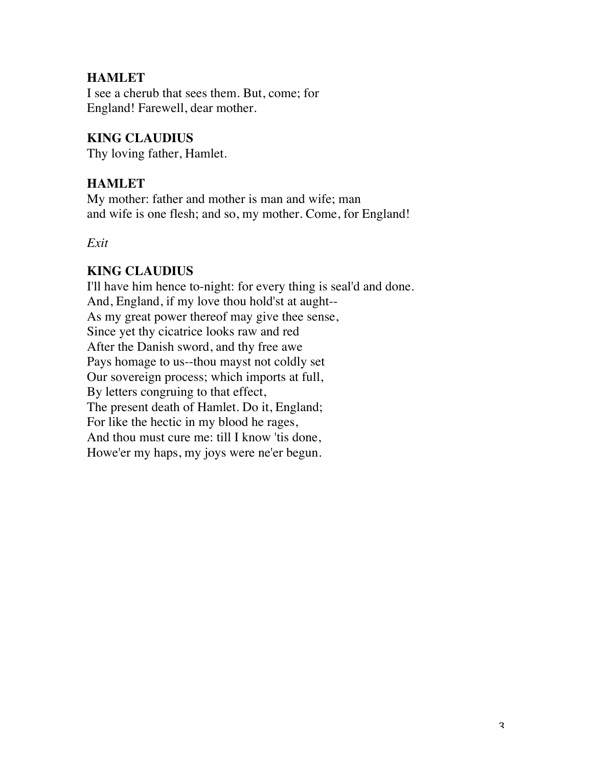**HAMLET**
I see a cherub that sees them. But, come; for
England! Farewell, dear mother.

**KING CLAUDIUS**
Thy loving father, Hamlet.

**HAMLET**
My mother: father and mother is man and wife; man
and wife is one flesh; and so, my mother. Come, for England!

*Exit*

**KING CLAUDIUS**
I'll have him hence to-night: for every thing is seal'd and done.
And, England, if my love thou hold'st at aught--
As my great power thereof may give thee sense,
Since yet thy cicatrice looks raw and red
After the Danish sword, and thy free awe
Pays homage to us--thou mayst not coldly set
Our sovereign process; which imports at full,
By letters congruing to that effect,
The present death of Hamlet. Do it, England;
For like the hectic in my blood he rages,
And thou must cure me: till I know 'tis done,
Howe'er my haps, my joys were ne'er begun.